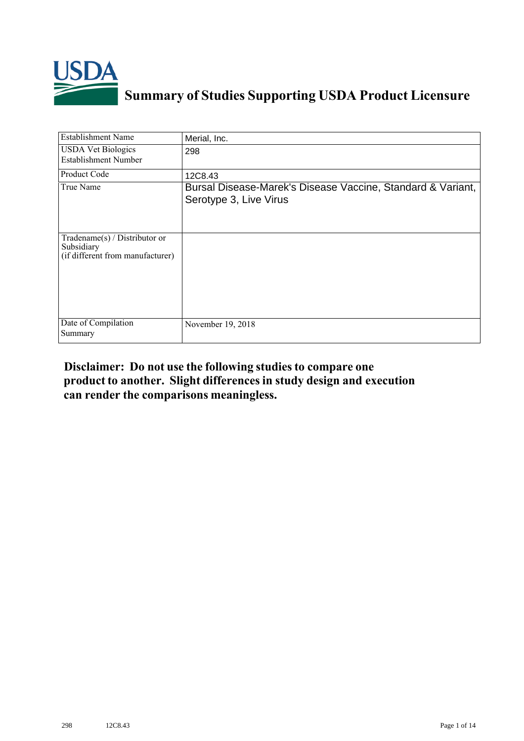# Summary of Studies Supporting USDA Product Licensure

| Establishment Name | Merial, Inc. |
|---|---|
| USDA Vet Biologics Establishment Number | 298 |
| Product Code | 12C8.43 |
| True Name | Bursal Disease-Marek's Disease Vaccine, Standard & Variant, Serotype 3, Live Virus |
| Tradename(s) / Distributor or Subsidiary (if different from manufacturer) | |
| Date of Compilation Summary | November 19, 2018 |

**Disclaimer: Do not use the following studies to compare one product to another. Slight differences in study design and execution can render the comparisons meaningless.**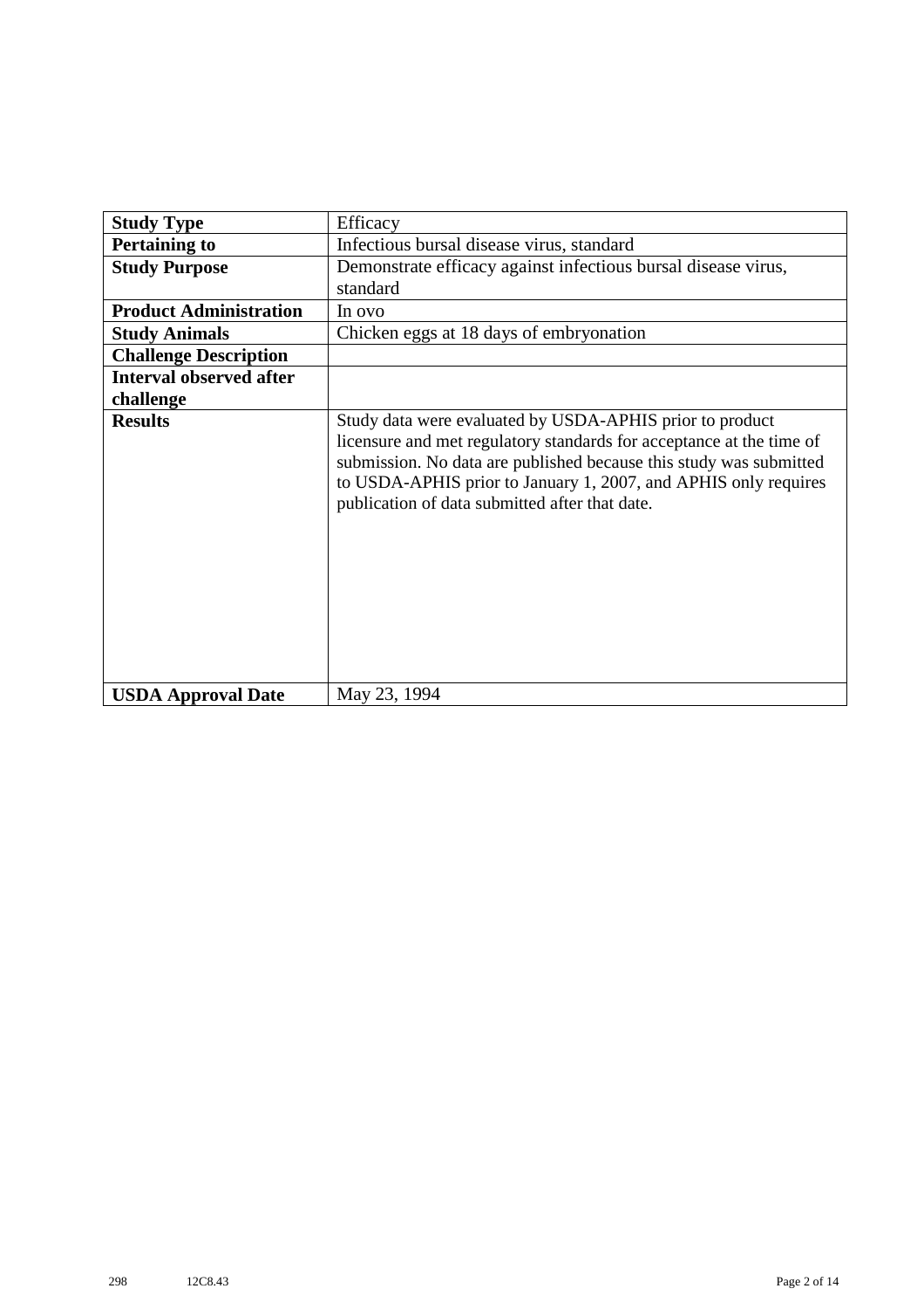| **Study Type** | Efficacy |
|---|---|
| **Pertaining to** | Infectious bursal disease virus, standard |
| **Study Purpose** | Demonstrate efficacy against infectious bursal disease virus, standard |
| **Product Administration** | In ovo |
| **Study Animals** | Chicken eggs at 18 days of embryonation |
| **Challenge Description** | |
| **Interval observed after challenge** | |
| **Results** | Study data were evaluated by USDA-APHIS prior to product licensure and met regulatory standards for acceptance at the time of submission. No data are published because this study was submitted to USDA-APHIS prior to January 1, 2007, and APHIS only requires publication of data submitted after that date. |
| **USDA Approval Date** | May 23, 1994 |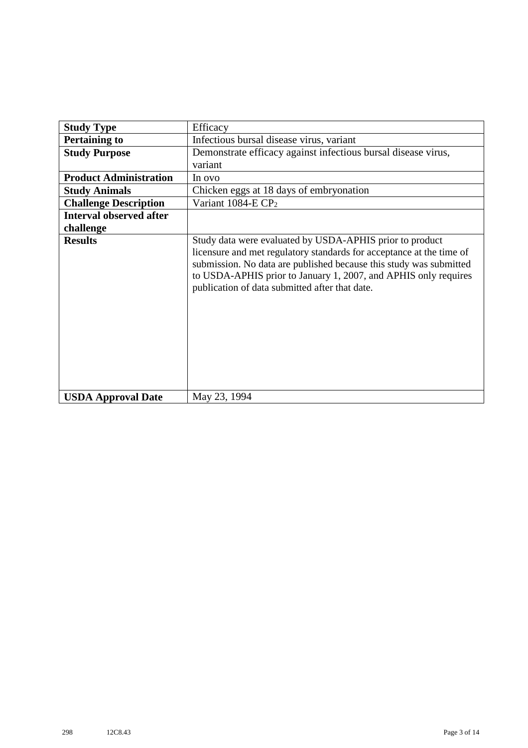| Study Type | Efficacy |
|---|---|
| **Pertaining to** | Infectious bursal disease virus, variant |
| **Study Purpose** | Demonstrate efficacy against infectious bursal disease virus, variant |
| **Product Administration** | In ovo |
| **Study Animals** | Chicken eggs at 18 days of embryonation |
| **Challenge Description** | Variant 1084-E $CP_2$ |
| **Interval observed after challenge** | |
| **Results** | Study data were evaluated by USDA-APHIS prior to product licensure and met regulatory standards for acceptance at the time of submission. No data are published because this study was submitted to USDA-APHIS prior to January 1, 2007, and APHIS only requires publication of data submitted after that date. |
| **USDA Approval Date** | May 23, 1994 |

298 12C8.43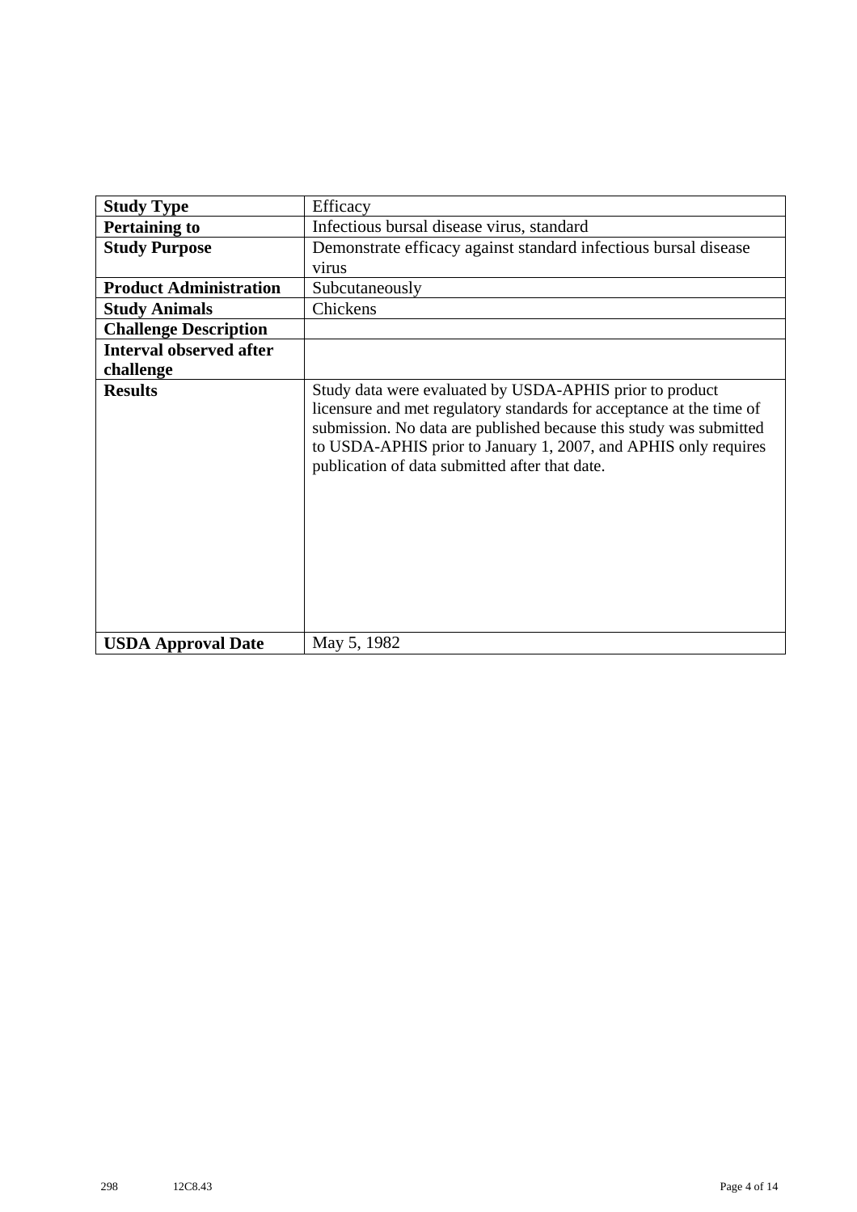| **Study Type** | Efficacy |
|---|---|
| **Pertaining to** | Infectious bursal disease virus, standard |
| **Study Purpose** | Demonstrate efficacy against standard infectious bursal disease virus |
| **Product Administration** | Subcutaneously |
| **Study Animals** | Chickens |
| **Challenge Description** | |
| **Interval observed after challenge** | |
| **Results** | Study data were evaluated by USDA-APHIS prior to product licensure and met regulatory standards for acceptance at the time of submission. No data are published because this study was submitted to USDA-APHIS prior to January 1, 2007, and APHIS only requires publication of data submitted after that date. |
| **USDA Approval Date** | May 5, 1982 |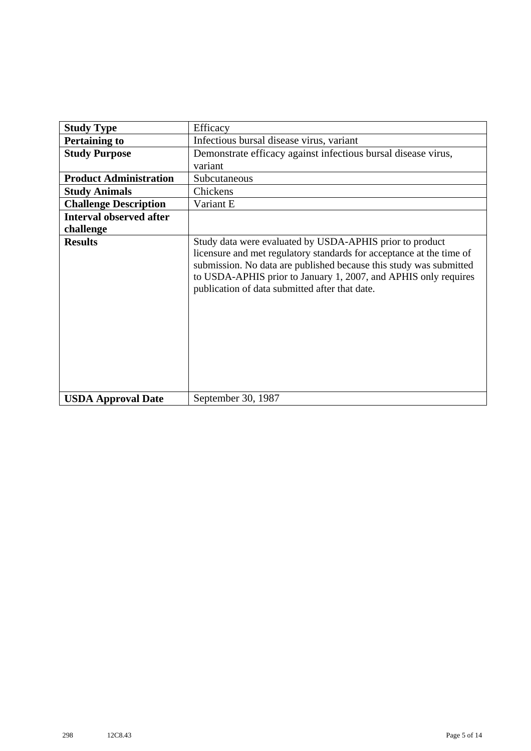| Study Type | Efficacy |
|---|---|
| **Pertaining to** | Infectious bursal disease virus, variant |
| **Study Purpose** | Demonstrate efficacy against infectious bursal disease virus, variant |
| **Product Administration** | Subcutaneous |
| **Study Animals** | Chickens |
| **Challenge Description** | Variant E |
| **Interval observed after challenge** | |
| **Results** | Study data were evaluated by USDA-APHIS prior to product licensure and met regulatory standards for acceptance at the time of submission. No data are published because this study was submitted to USDA-APHIS prior to January 1, 2007, and APHIS only requires publication of data submitted after that date. |
| **USDA Approval Date** | September 30, 1987 |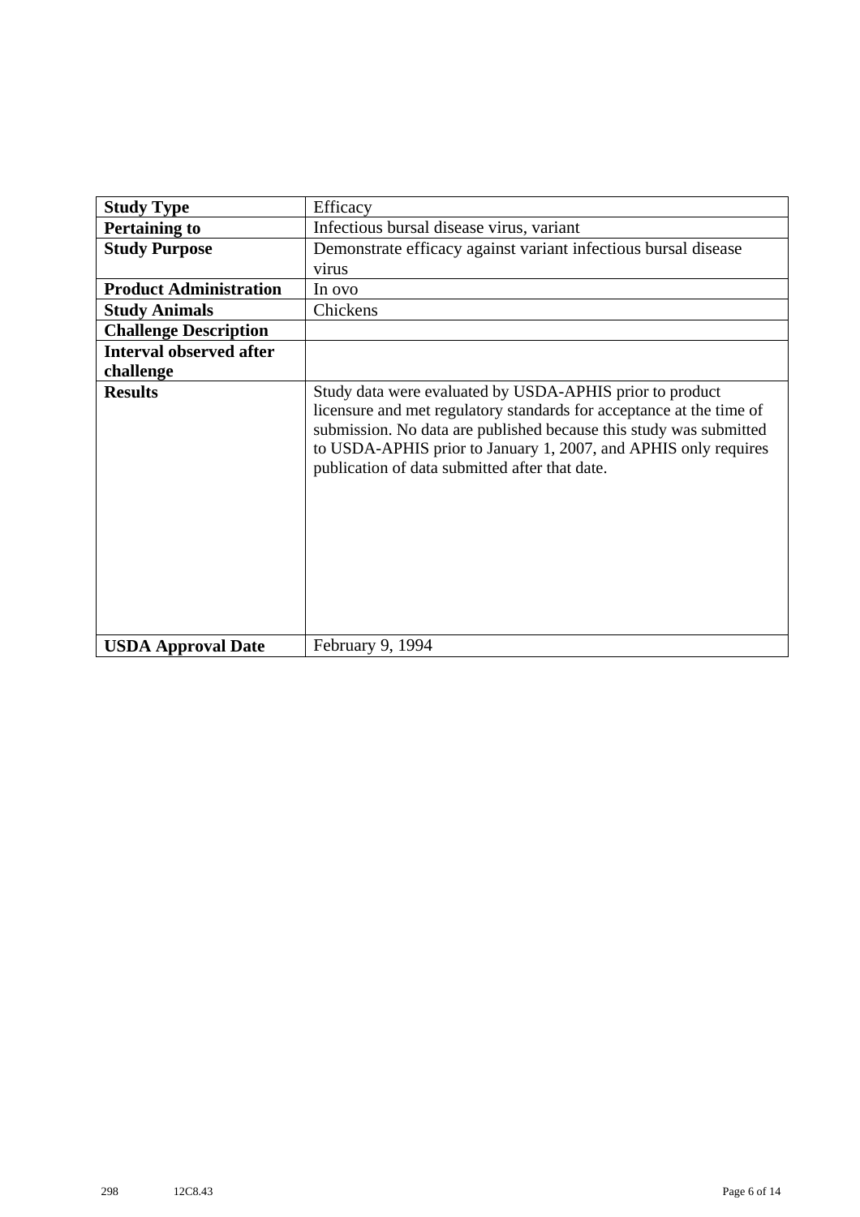| Study Type | Efficacy |
| --- | --- |
| **Pertaining to** | Infectious bursal disease virus, variant |
| **Study Purpose** | Demonstrate efficacy against variant infectious bursal disease virus |
| **Product Administration** | In ovo |
| **Study Animals** | Chickens |
| **Challenge Description** | |
| **Interval observed after challenge** | |
| **Results** | Study data were evaluated by USDA-APHIS prior to product licensure and met regulatory standards for acceptance at the time of submission. No data are published because this study was submitted to USDA-APHIS prior to January 1, 2007, and APHIS only requires publication of data submitted after that date. |
| **USDA Approval Date** | February 9, 1994 |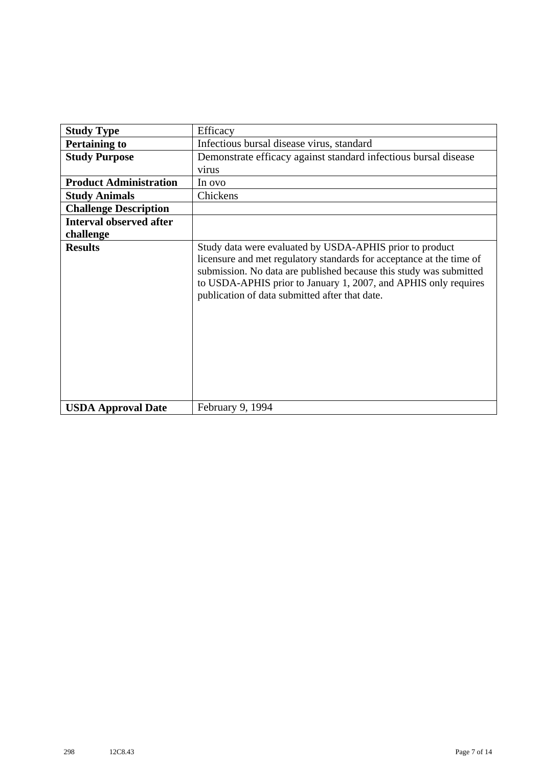| Study Type | Efficacy |
|---|---|
| **Pertaining to** | Infectious bursal disease virus, standard |
| **Study Purpose** | Demonstrate efficacy against standard infectious bursal disease virus |
| **Product Administration** | In ovo |
| **Study Animals** | Chickens |
| **Challenge Description** | |
| **Interval observed after challenge** | |
| **Results** | Study data were evaluated by USDA-APHIS prior to product licensure and met regulatory standards for acceptance at the time of submission. No data are published because this study was submitted to USDA-APHIS prior to January 1, 2007, and APHIS only requires publication of data submitted after that date. |
| **USDA Approval Date** | February 9, 1994 |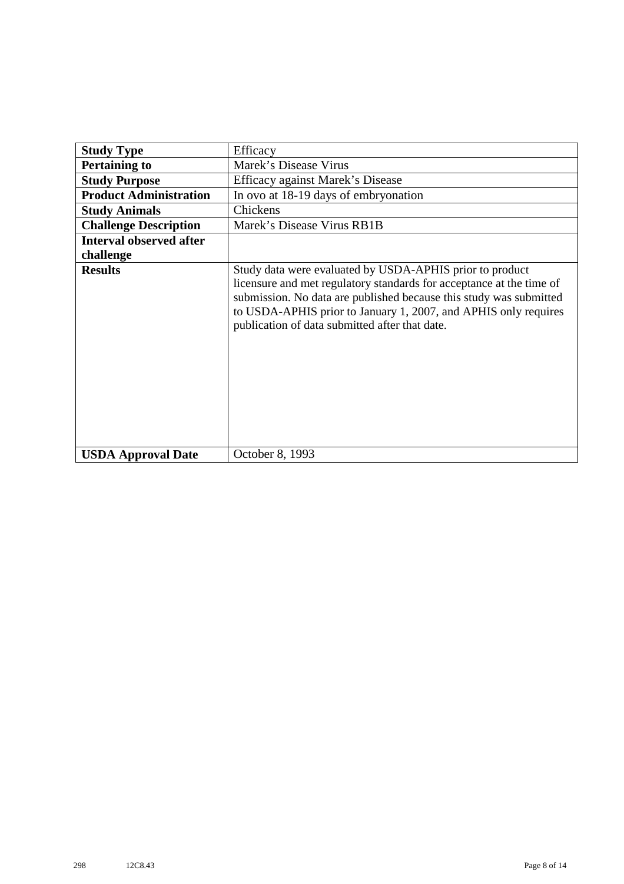| **Study Type** | Efficacy |
|---|---|
| **Pertaining to** | Marek's Disease Virus |
| **Study Purpose** | Efficacy against Marek's Disease |
| **Product Administration** | In ovo at 18-19 days of embryonation |
| **Study Animals** | Chickens |
| **Challenge Description** | Marek's Disease Virus RB1B |
| **Interval observed after challenge** | |
| **Results** | Study data were evaluated by USDA-APHIS prior to product licensure and met regulatory standards for acceptance at the time of submission. No data are published because this study was submitted to USDA-APHIS prior to January 1, 2007, and APHIS only requires publication of data submitted after that date. |
| **USDA Approval Date** | October 8, 1993 |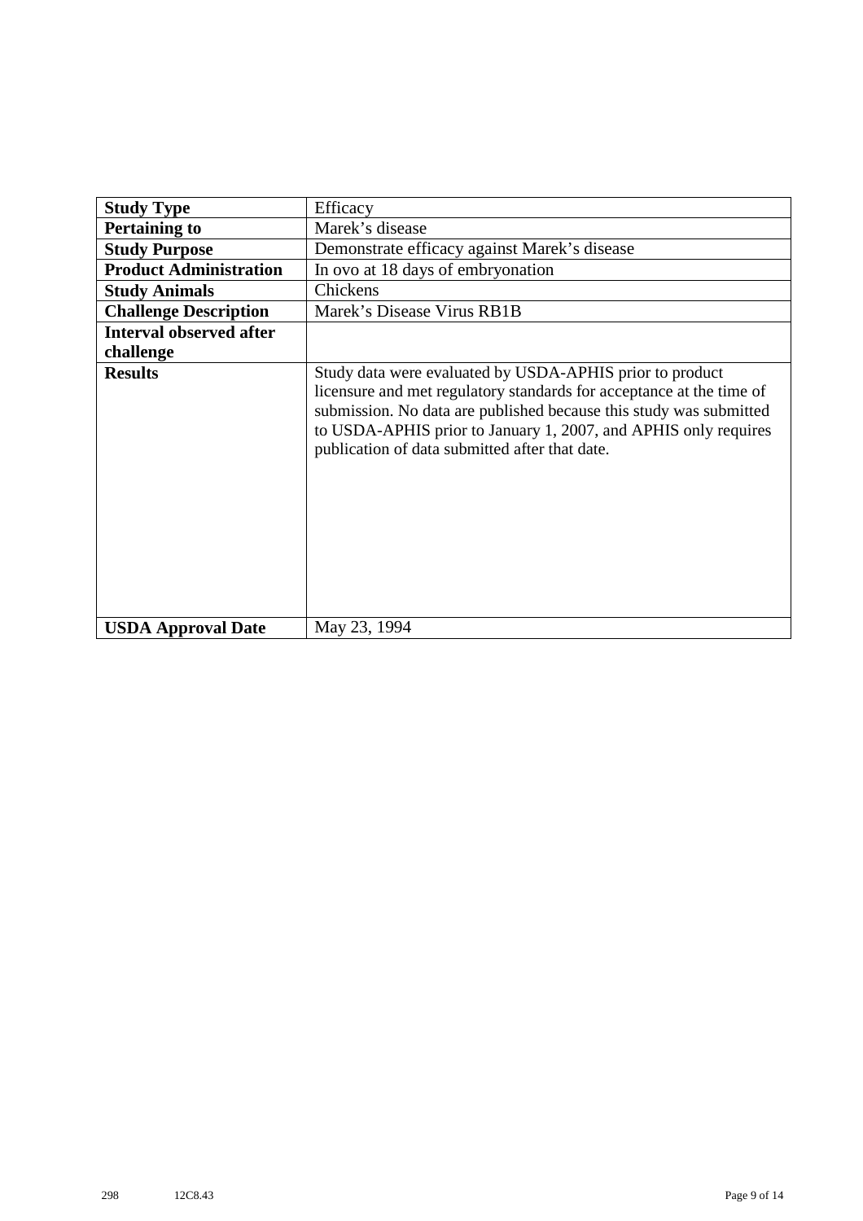| **Study Type** | Efficacy |
|---|---|
| **Pertaining to** | Marek's disease |
| **Study Purpose** | Demonstrate efficacy against Marek's disease |
| **Product Administration** | In ovo at 18 days of embryonation |
| **Study Animals** | Chickens |
| **Challenge Description** | Marek's Disease Virus RB1B |
| **Interval observed after challenge** | |
| **Results** | Study data were evaluated by USDA-APHIS prior to product licensure and met regulatory standards for acceptance at the time of submission. No data are published because this study was submitted to USDA-APHIS prior to January 1, 2007, and APHIS only requires publication of data submitted after that date. |
| **USDA Approval Date** | May 23, 1994 |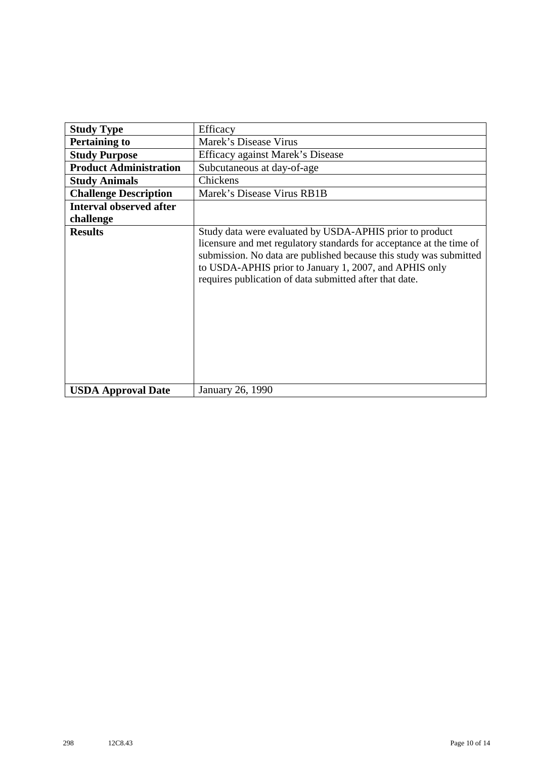| Study Type | Efficacy |
|---|---|
| **Pertaining to** | Marek's Disease Virus |
| **Study Purpose** | Efficacy against Marek's Disease |
| **Product Administration** | Subcutaneous at day-of-age |
| **Study Animals** | Chickens |
| **Challenge Description** | Marek's Disease Virus RB1B |
| **Interval observed after challenge** | |
| **Results** | Study data were evaluated by USDA-APHIS prior to product licensure and met regulatory standards for acceptance at the time of submission. No data are published because this study was submitted to USDA-APHIS prior to January 1, 2007, and APHIS only requires publication of data submitted after that date. |
| **USDA Approval Date** | January 26, 1990 |

298 12C8.43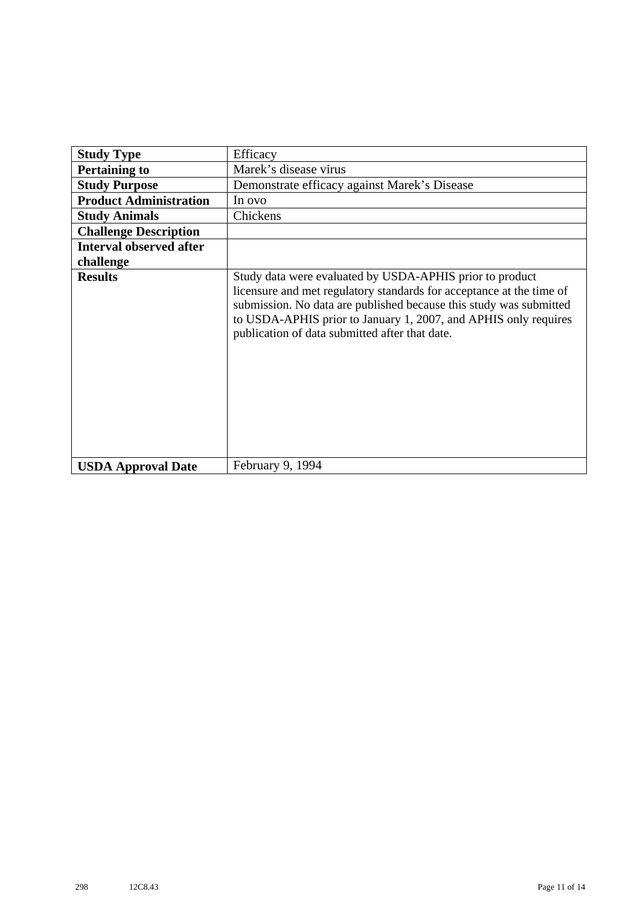| Study Type | Efficacy |
|---|---|
| **Pertaining to** | Marek's disease virus |
| **Study Purpose** | Demonstrate efficacy against Marek's Disease |
| **Product Administration** | In ovo |
| **Study Animals** | Chickens |
| **Challenge Description** | |
| **Interval observed after challenge** | |
| **Results** | Study data were evaluated by USDA-APHIS prior to product licensure and met regulatory standards for acceptance at the time of submission. No data are published because this study was submitted to USDA-APHIS prior to January 1, 2007, and APHIS only requires publication of data submitted after that date. |
| **USDA Approval Date** | February 9, 1994 |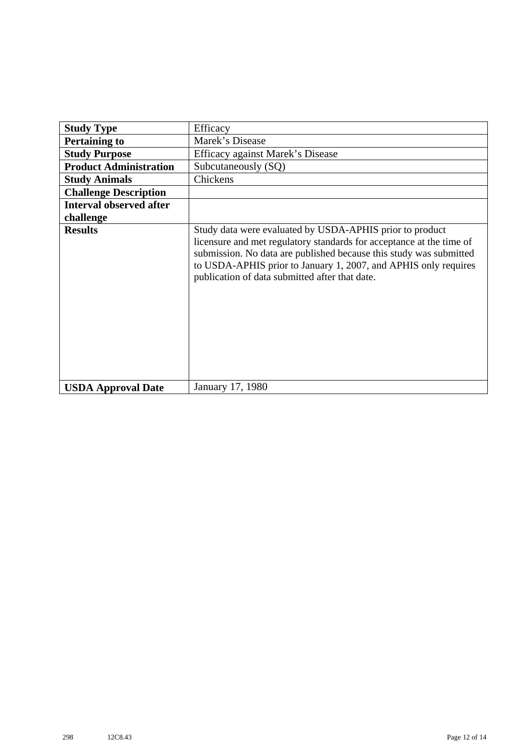| **Study Type** | Efficacy |
|---|---|
| **Pertaining to** | Marek’s Disease |
| **Study Purpose** | Efficacy against Marek’s Disease |
| **Product Administration** | Subcutaneously (SQ) |
| **Study Animals** | Chickens |
| **Challenge Description** | |
| **Interval observed after challenge** | |
| **Results** | Study data were evaluated by USDA-APHIS prior to product licensure and met regulatory standards for acceptance at the time of submission. No data are published because this study was submitted to USDA-APHIS prior to January 1, 2007, and APHIS only requires publication of data submitted after that date. |
| **USDA Approval Date** | January 17, 1980 |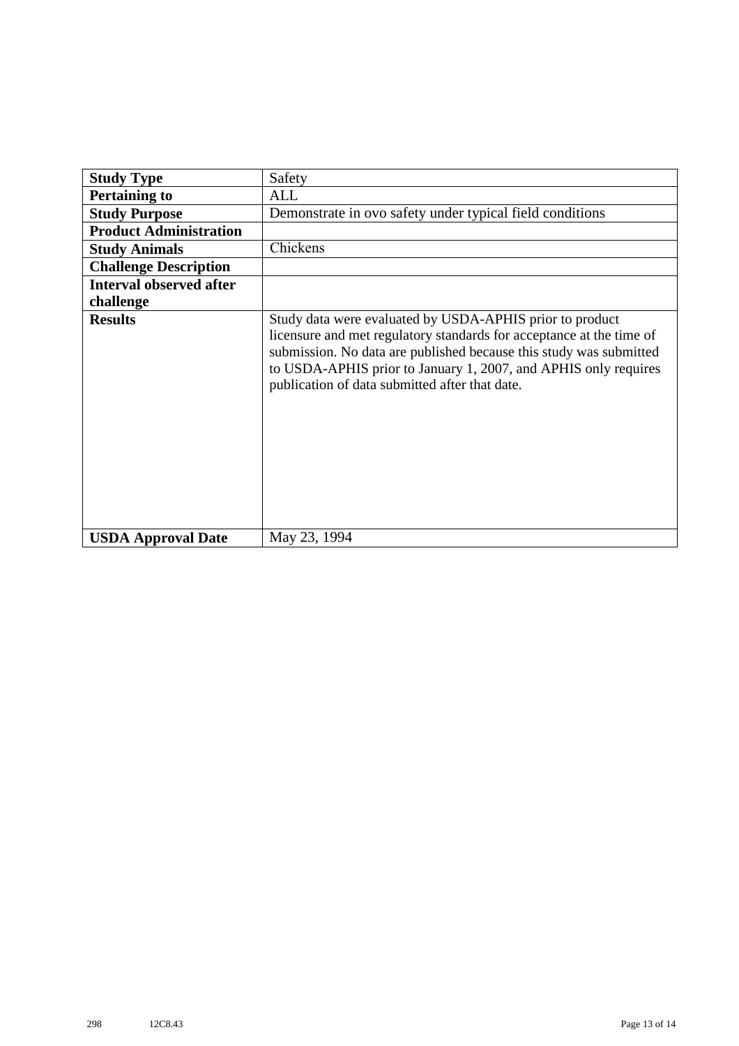| **Study Type** | Safety |
|---|---|
| **Pertaining to** | ALL |
| **Study Purpose** | Demonstrate in ovo safety under typical field conditions |
| **Product Administration** | |
| **Study Animals** | Chickens |
| **Challenge Description** | |
| **Interval observed after challenge** | |
| **Results** | Study data were evaluated by USDA-APHIS prior to product licensure and met regulatory standards for acceptance at the time of submission. No data are published because this study was submitted to USDA-APHIS prior to January 1, 2007, and APHIS only requires publication of data submitted after that date. |
| **USDA Approval Date** | May 23, 1994 |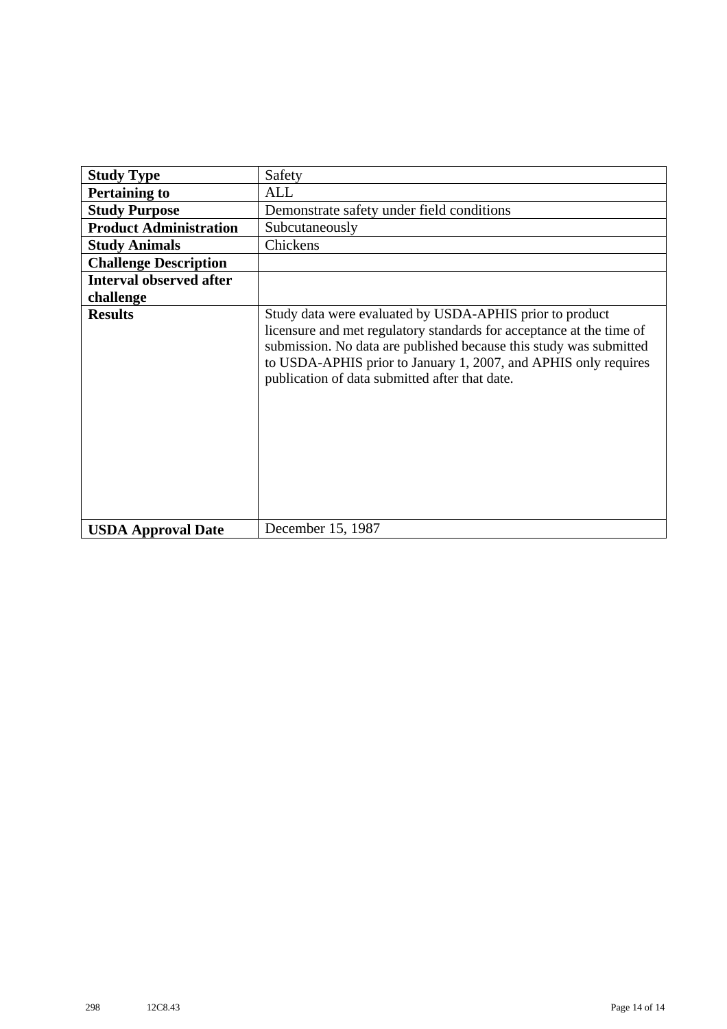| | |
|---|---|
| **Study Type** | Safety |
| **Pertaining to** | ALL |
| **Study Purpose** | Demonstrate safety under field conditions |
| **Product Administration** | Subcutaneously |
| **Study Animals** | Chickens |
| **Challenge Description** | |
| **Interval observed after challenge** | |
| **Results** | Study data were evaluated by USDA-APHIS prior to product licensure and met regulatory standards for acceptance at the time of submission. No data are published because this study was submitted to USDA-APHIS prior to January 1, 2007, and APHIS only requires publication of data submitted after that date. |
| **USDA Approval Date** | December 15, 1987 |